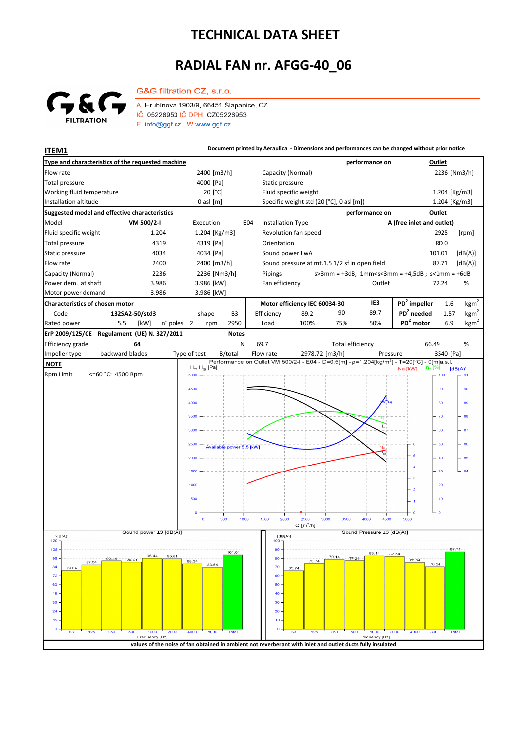# TECHNICAL DATA SHEET

# RADIAL FAN nr. AFGG-40_06

G&G FILTRATION

G&G filtration CZ, s.r.o.

A Hrubínova 1903/9, 66451 Šlapanice, CZ
IČ 05226953 IČ DPH CZ05226953
E info@ggf.cz W www.ggf.cz

**ITEM1** — Document printed by Aeraulica - Dimensions and performances can be changed without prior notice

| Type and characteristics of the requested machine | | performance on | Outlet |
|---|---|---|---|
| Flow rate | 2400 [m3/h] | Capacity (Normal) | 2236 [Nm3/h] |
| Total pressure | 4000 [Pa] | Static pressure | |
| Working fluid temperature | 20 [°C] | Fluid specific weight | 1.204 [Kg/m3] |
| Installation altitude | 0 asl [m] | Specific weight std (20 [°C], 0 asl [m]) | 1.204 [Kg/m3] |

| Suggested model and effective characteristics | | | | performance on | Outlet |
|---|---|---|---|---|---|
| Model | VM 500/2-I | Execution E04 | Installation Type | A (free inlet and outlet) | |
| Fluid specific weight | 1.204 | 1.204 [Kg/m3] | Revolution fan speed | 2925 | [rpm] |
| Total pressure | 4319 | 4319 [Pa] | Orientation | RD 0 | |
| Static pressure | 4034 | 4034 [Pa] | Sound power LwA | 101.01 | [dB(A)] |
| Flow rate | 2400 | 2400 [m3/h] | Sound pressure at mt.1.5 1/2 sf in open field | 87.71 | [dB(A)] |
| Capacity (Normal) | 2236 | 2236 [Nm3/h] | Pipings | s>3mm = +3dB; 1mm<s<3mm = +4,5dB ; s<1mm = +6dB | |
| Power dem. at shaft | 3.986 | 3.986 [kW] | Fan efficiency | Outlet 72.24 | % |
| Motor power demand | 3.986 | 3.986 [kW] | | | |

| Characteristics of chosen motor | | | Motor efficiency IEC 60034-30 | | | IE3 | | | |
|---|---|---|---|---|---|---|---|---|---|
| Code | 132SA2-50/std3 | shape B3 | Efficiency | 89.2 | 90 | 89.7 | $PD^2$ impeller | 1.6 | $kgm^2$ |
| Rated power | 5.5 [kW] | n° poles 2, rpm 2950 | Load | 100% | 75% | 50% | $PD^2$ needed | 1.57 | $kgm^2$ |
| | | | | | | | $PD^2$ motor | 6.9 | $kgm^2$ |

| ErP 2009/125/CE Regulament (UE) N. 327/2011 | | Notes | | | |
|---|---|---|---|---|---|
| Efficiency grade | 64 | N | 69.7 | Total efficiency | 66.49 % |
| Impeller type | backward blades | Type of test B/total | Flow rate 2978.72 [m3/h] | Pressure | 3540 [Pa] |

**NOTE**

Rpm Limit <=60 °C: 4500 Rpm

Performance on Outlet VM 500/2-I - E04 - D=0.5[m] - ρ=1.204[kg/m³] - T=20[°C] - 0[m]a.s.l.

Sound power ±3 [dB(A)]: 63: 79.04; 125: 87.04; 250: 92.44; 500: 90.54; 1000: 96.44; 2000: 95.84; 4000: 88.34; 8000: 83.54; Total: 101.01

Sound Pressure ±3 [dB(A)]: 63: 65.74; 125: 73.74; 250: 79.14; 500: 77.24; 1000: 83.14; 2000: 82.54; 4000: 75.04; 8000: 70.24; Total: 87.71

values of the noise of fan obtained in ambient not reverberant with inlet and outlet ducts fully insulated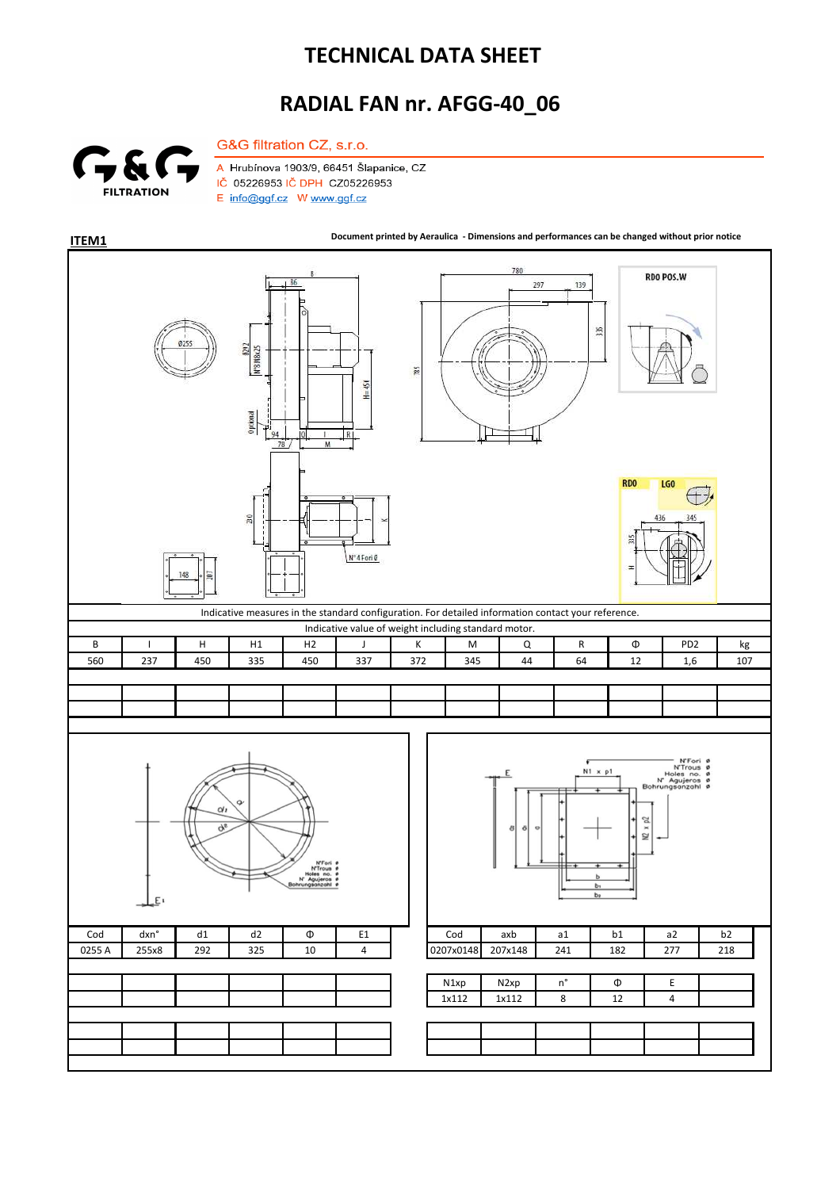# TECHNICAL DATA SHEET

## RADIAL FAN nr. AFGG-40_06

G&G filtration CZ, s.r.o.

A Hrubínova 1903/9, 66451 Šlapanice, CZ
IČ 05226953 IČ DPH CZ05226953
E info@ggf.cz W www.ggf.cz

**ITEM1**

**Document printed by Aeraulica - Dimensions and performances can be changed without prior notice**

RDO POS.W

RDO LGO

Indicative measures in the standard configuration. For detailed information contact your reference.

Indicative value of weight including standard motor.

| B | I | H | H1 | H2 | J | K | M | Q | R | Φ | PD2 | kg |
|---|---|---|---|---|---|---|---|---|---|---|---|---|
| 560 | 237 | 450 | 335 | 450 | 337 | 372 | 345 | 44 | 64 | 12 | 1,6 | 107 |

| Cod | dxn° | d1 | d2 | Φ | E1 |
|---|---|---|---|---|---|
| 0255 A | 255x8 | 292 | 325 | 10 | 4 |

| Cod | axb | a1 | b1 | a2 | b2 |
|---|---|---|---|---|---|
| 0207x0148 | 207x148 | 241 | 182 | 277 | 218 |

| N1xp | N2xp | n° | Φ | E |
|---|---|---|---|---|
| 1x112 | 1x112 | 8 | 12 | 4 |